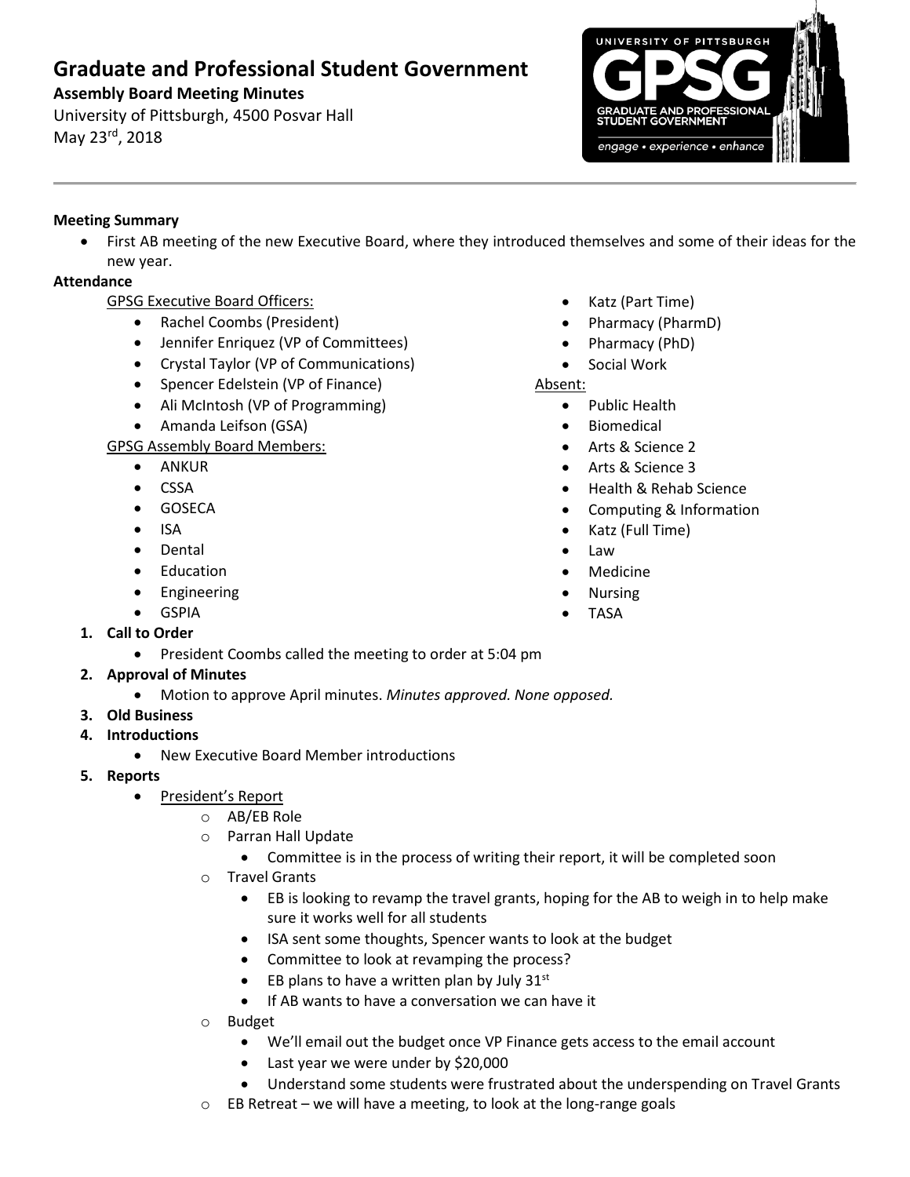# Graduate and Professional Student Government

**Assembly Board Meeting Minutes**

University of Pittsburgh, 4500 Posvar Hall

May 23rd, 2018

---

**Meeting Summary**

- First AB meeting of the new Executive Board, where they introduced themselves and some of their ideas for the new year.

**Attendance**

GPSG Executive Board Officers:

- Rachel Coombs (President)
- Jennifer Enriquez (VP of Committees)
- Crystal Taylor (VP of Communications)
- Spencer Edelstein (VP of Finance)
- Ali McIntosh (VP of Programming)
- Amanda Leifson (GSA)

GPSG Assembly Board Members:

- ANKUR
- CSSA
- GOSECA
- ISA
- Dental
- Education
- Engineering
- GSPIA
- Katz (Part Time)
- Pharmacy (PharmD)
- Pharmacy (PhD)
- Social Work

Absent:

- Public Health
- Biomedical
- Arts & Science 2
- Arts & Science 3
- Health & Rehab Science
- Computing & Information
- Katz (Full Time)
- Law
- Medicine
- Nursing
- TASA

1. **Call to Order**
   - President Coombs called the meeting to order at 5:04 pm
2. **Approval of Minutes**
   - Motion to approve April minutes. *Minutes approved. None opposed.*
3. **Old Business**
4. **Introductions**
   - New Executive Board Member introductions
5. **Reports**
   - President's Report
     - AB/EB Role
     - Parran Hall Update
       - Committee is in the process of writing their report, it will be completed soon
     - Travel Grants
       - EB is looking to revamp the travel grants, hoping for the AB to weigh in to help make sure it works well for all students
       - ISA sent some thoughts, Spencer wants to look at the budget
       - Committee to look at revamping the process?
       - EB plans to have a written plan by July 31st
       - If AB wants to have a conversation we can have it
     - Budget
       - We'll email out the budget once VP Finance gets access to the email account
       - Last year we were under by $20,000
       - Understand some students were frustrated about the underspending on Travel Grants
     - EB Retreat – we will have a meeting, to look at the long-range goals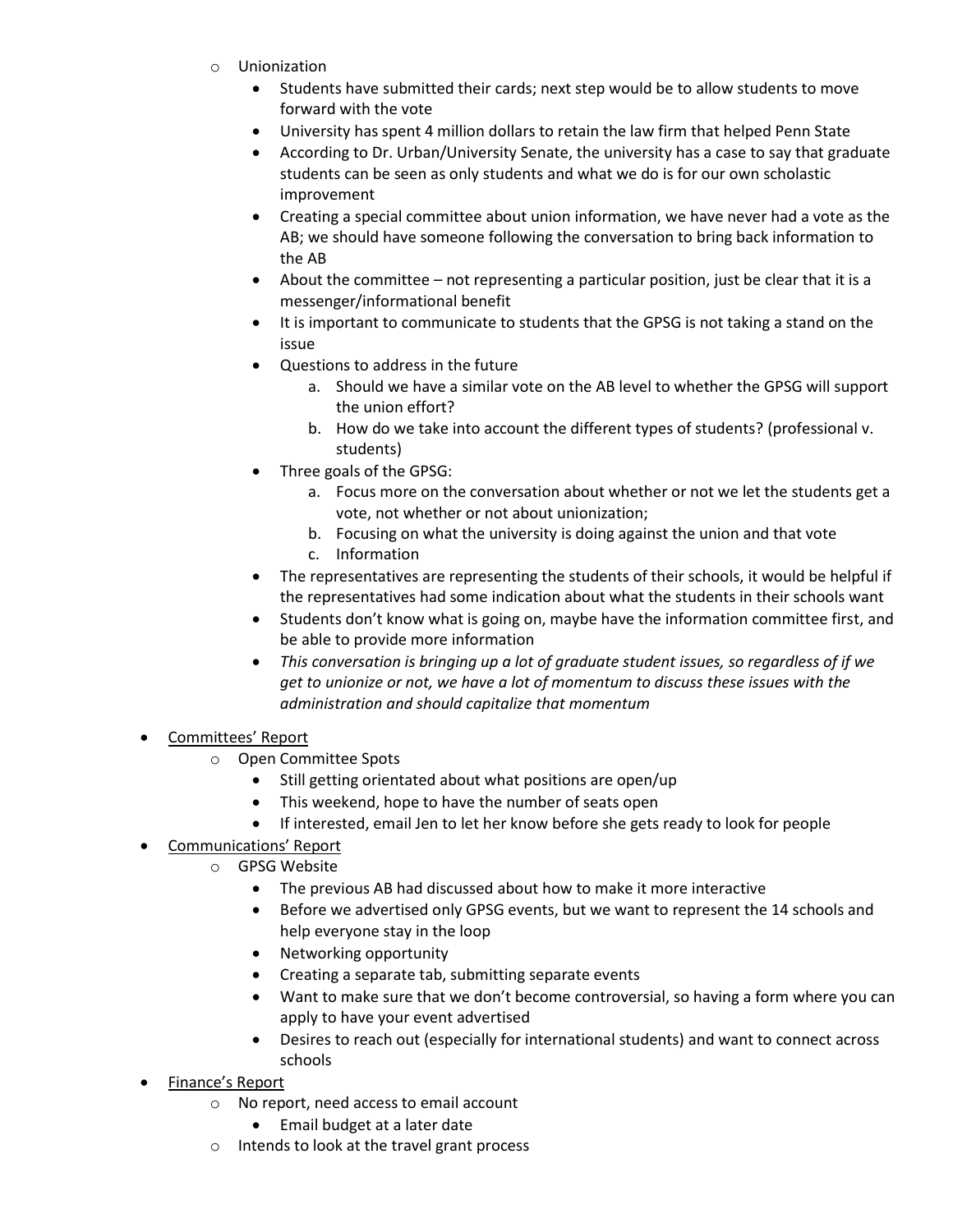- Unionization
    - Students have submitted their cards; next step would be to allow students to move forward with the vote
    - University has spent 4 million dollars to retain the law firm that helped Penn State
    - According to Dr. Urban/University Senate, the university has a case to say that graduate students can be seen as only students and what we do is for our own scholastic improvement
    - Creating a special committee about union information, we have never had a vote as the AB; we should have someone following the conversation to bring back information to the AB
    - About the committee – not representing a particular position, just be clear that it is a messenger/informational benefit
    - It is important to communicate to students that the GPSG is not taking a stand on the issue
    - Questions to address in the future
        a. Should we have a similar vote on the AB level to whether the GPSG will support the union effort?
        b. How do we take into account the different types of students? (professional v. students)
    - Three goals of the GPSG:
        a. Focus more on the conversation about whether or not we let the students get a vote, not whether or not about unionization;
        b. Focusing on what the university is doing against the union and that vote
        c. Information
    - The representatives are representing the students of their schools, it would be helpful if the representatives had some indication about what the students in their schools want
    - Students don't know what is going on, maybe have the information committee first, and be able to provide more information
    - *This conversation is bringing up a lot of graduate student issues, so regardless of if we get to unionize or not, we have a lot of momentum to discuss these issues with the administration and should capitalize that momentum*

- Committees' Report
    - Open Committee Spots
        - Still getting orientated about what positions are open/up
        - This weekend, hope to have the number of seats open
        - If interested, email Jen to let her know before she gets ready to look for people
- Communications' Report
    - GPSG Website
        - The previous AB had discussed about how to make it more interactive
        - Before we advertised only GPSG events, but we want to represent the 14 schools and help everyone stay in the loop
        - Networking opportunity
        - Creating a separate tab, submitting separate events
        - Want to make sure that we don't become controversial, so having a form where you can apply to have your event advertised
        - Desires to reach out (especially for international students) and want to connect across schools
- Finance's Report
    - No report, need access to email account
        - Email budget at a later date
    - Intends to look at the travel grant process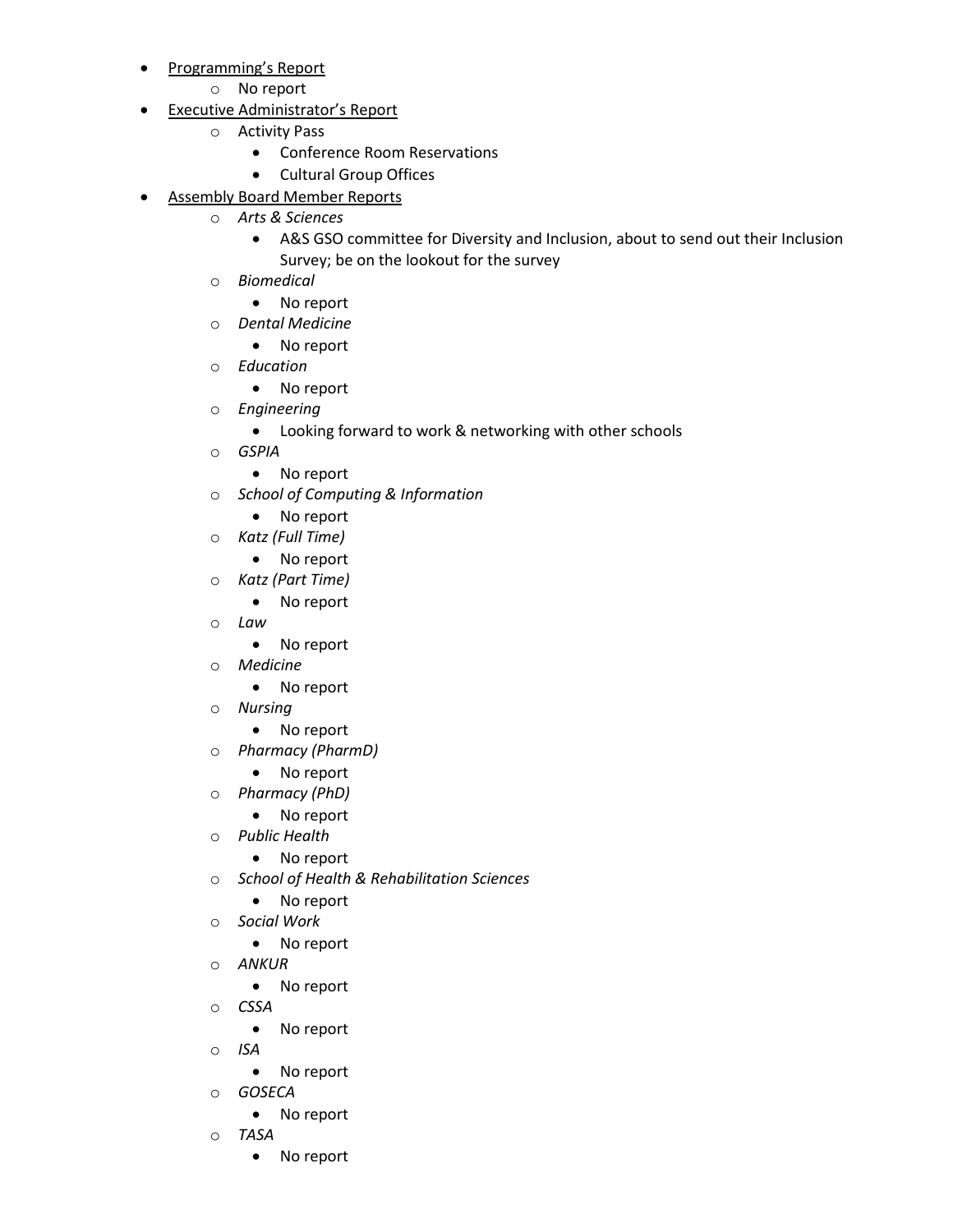- <u>Programming's Report</u>
  - No report
- <u>Executive Administrator's Report</u>
  - Activity Pass
    - Conference Room Reservations
    - Cultural Group Offices
- <u>Assembly Board Member Reports</u>
  - *Arts & Sciences*
    - A&S GSO committee for Diversity and Inclusion, about to send out their Inclusion Survey; be on the lookout for the survey
  - *Biomedical*
    - No report
  - *Dental Medicine*
    - No report
  - *Education*
    - No report
  - *Engineering*
    - Looking forward to work & networking with other schools
  - *GSPIA*
    - No report
  - *School of Computing & Information*
    - No report
  - *Katz (Full Time)*
    - No report
  - *Katz (Part Time)*
    - No report
  - *Law*
    - No report
  - *Medicine*
    - No report
  - *Nursing*
    - No report
  - *Pharmacy (PharmD)*
    - No report
  - *Pharmacy (PhD)*
    - No report
  - *Public Health*
    - No report
  - *School of Health & Rehabilitation Sciences*
    - No report
  - *Social Work*
    - No report
  - *ANKUR*
    - No report
  - *CSSA*
    - No report
  - *ISA*
    - No report
  - *GOSECA*
    - No report
  - *TASA*
    - No report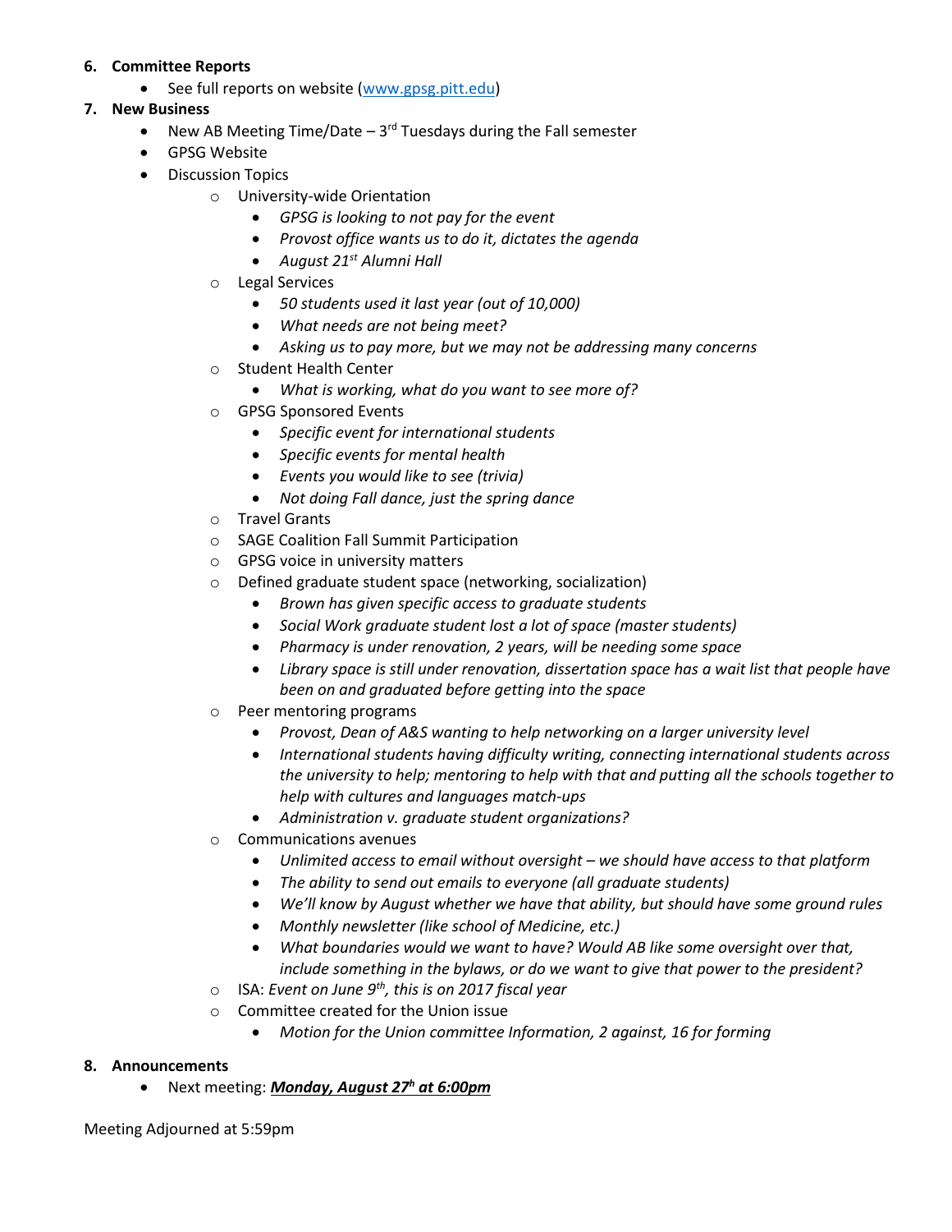6. **Committee Reports**
    - See full reports on website (www.gpsg.pitt.edu)
7. **New Business**
    - New AB Meeting Time/Date – 3rd Tuesdays during the Fall semester
    - GPSG Website
    - Discussion Topics
        - University-wide Orientation
            - *GPSG is looking to not pay for the event*
            - *Provost office wants us to do it, dictates the agenda*
            - *August 21st Alumni Hall*
        - Legal Services
            - *50 students used it last year (out of 10,000)*
            - *What needs are not being meet?*
            - *Asking us to pay more, but we may not be addressing many concerns*
        - Student Health Center
            - *What is working, what do you want to see more of?*
        - GPSG Sponsored Events
            - *Specific event for international students*
            - *Specific events for mental health*
            - *Events you would like to see (trivia)*
            - *Not doing Fall dance, just the spring dance*
        - Travel Grants
        - SAGE Coalition Fall Summit Participation
        - GPSG voice in university matters
        - Defined graduate student space (networking, socialization)
            - *Brown has given specific access to graduate students*
            - *Social Work graduate student lost a lot of space (master students)*
            - *Pharmacy is under renovation, 2 years, will be needing some space*
            - *Library space is still under renovation, dissertation space has a wait list that people have been on and graduated before getting into the space*
        - Peer mentoring programs
            - *Provost, Dean of A&S wanting to help networking on a larger university level*
            - *International students having difficulty writing, connecting international students across the university to help; mentoring to help with that and putting all the schools together to help with cultures and languages match-ups*
            - *Administration v. graduate student organizations?*
        - Communications avenues
            - *Unlimited access to email without oversight – we should have access to that platform*
            - *The ability to send out emails to everyone (all graduate students)*
            - *We'll know by August whether we have that ability, but should have some ground rules*
            - *Monthly newsletter (like school of Medicine, etc.)*
            - *What boundaries would we want to have? Would AB like some oversight over that, include something in the bylaws, or do we want to give that power to the president?*
        - ISA: *Event on June 9th, this is on 2017 fiscal year*
        - Committee created for the Union issue
            - *Motion for the Union committee Information, 2 against, 16 for forming*

8. **Announcements**
    - Next meeting: ***Monday, August 27h at 6:00pm***

Meeting Adjourned at 5:59pm